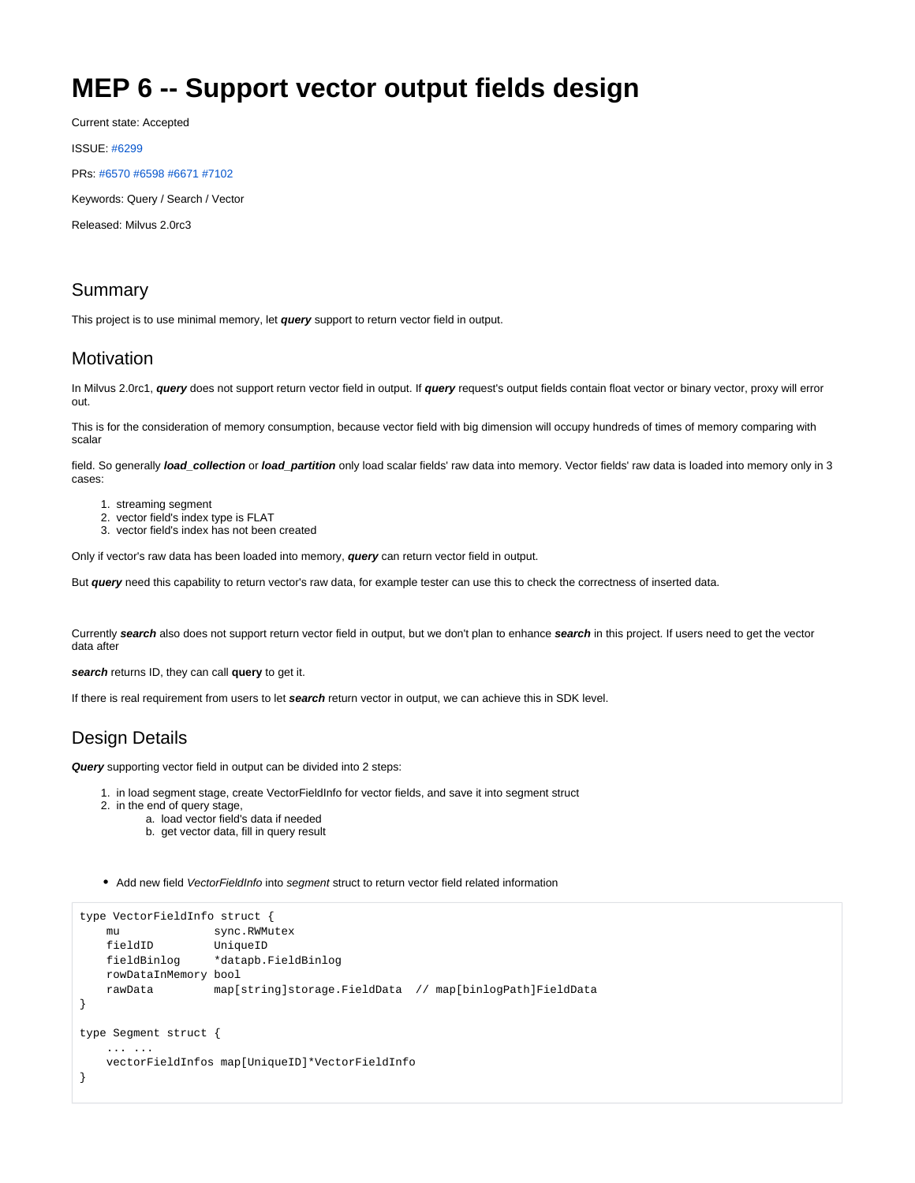# MEP 6 -- Support vector output fields design

Current state: Accepted

ISSUE: #6299

PRs: #6570 #6598 #6671 #7102

Keywords: Query / Search / Vector

Released: Milvus 2.0rc3

## Summary

This project is to use minimal memory, let ***query*** support to return vector field in output.

## Motivation

In Milvus 2.0rc1, ***query*** does not support return vector field in output. If ***query*** request's output fields contain float vector or binary vector, proxy will error out.

This is for the consideration of memory consumption, because vector field with big dimension will occupy hundreds of times of memory comparing with scalar

field. So generally ***load_collection*** or ***load_partition*** only load scalar fields' raw data into memory. Vector fields' raw data is loaded into memory only in 3 cases:

1. streaming segment
2. vector field's index type is FLAT
3. vector field's index has not been created

Only if vector's raw data has been loaded into memory, ***query*** can return vector field in output.

But ***query*** need this capability to return vector's raw data, for example tester can use this to check the correctness of inserted data.

Currently ***search*** also does not support return vector field in output, but we don't plan to enhance ***search*** in this project. If users need to get the vector data after

***search*** returns ID, they can call **query** to get it.

If there is real requirement from users to let ***search*** return vector in output, we can achieve this in SDK level.

## Design Details

***Query*** supporting vector field in output can be divided into 2 steps:

1. in load segment stage, create VectorFieldInfo for vector fields, and save it into segment struct
2. in the end of query stage,
    a. load vector field's data if needed
    b. get vector data, fill in query result

- Add new field *VectorFieldInfo* into *segment* struct to return vector field related information

```
type VectorFieldInfo struct {
    mu              sync.RWMutex
    fieldID         UniqueID
    fieldBinlog     *datapb.FieldBinlog
    rowDataInMemory bool
    rawData         map[string]storage.FieldData  // map[binlogPath]FieldData
}

type Segment struct {
    ... ...
    vectorFieldInfos map[UniqueID]*VectorFieldInfo
}
```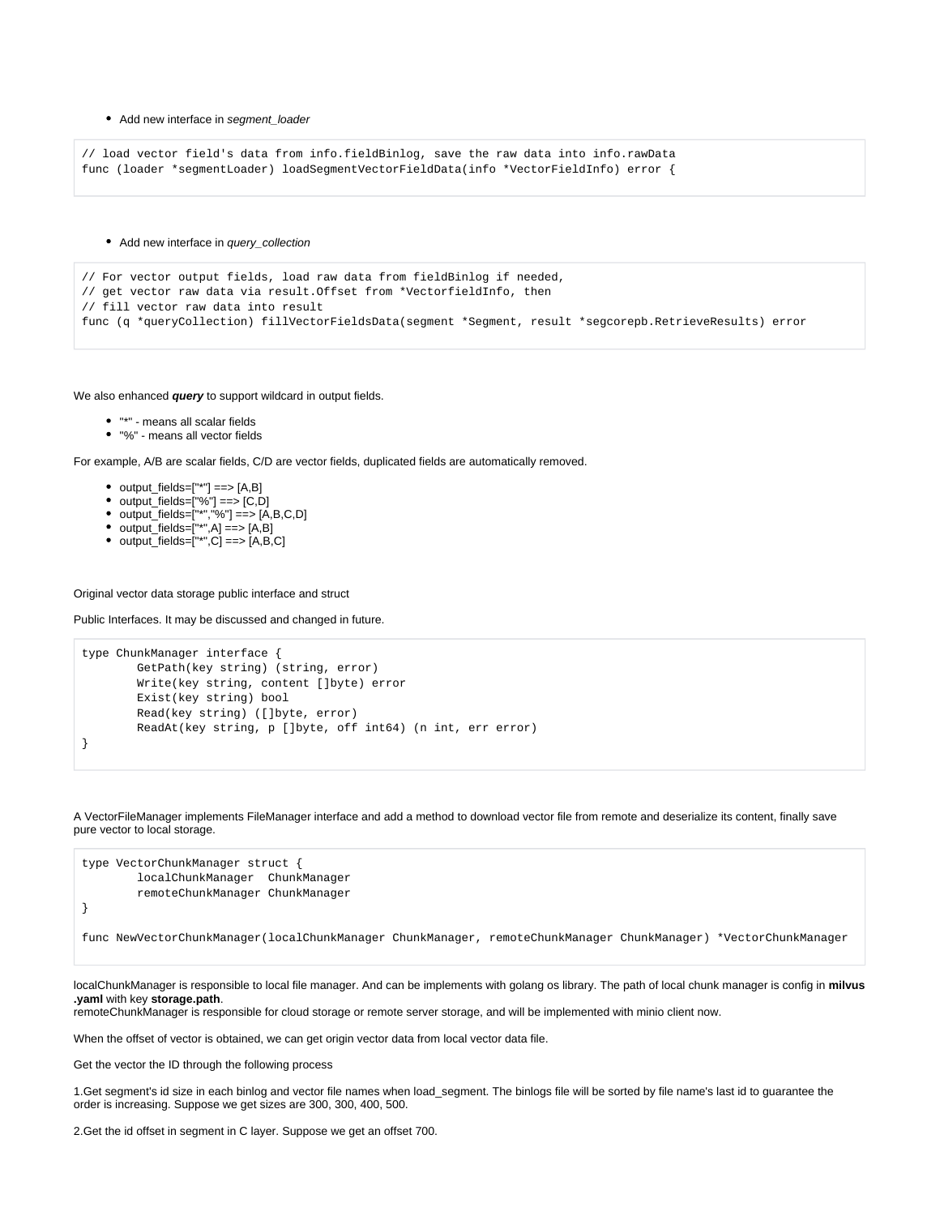- Add new interface in *segment_loader*

```
// load vector field's data from info.fieldBinlog, save the raw data into info.rawData
func (loader *segmentLoader) loadSegmentVectorFieldData(info *VectorFieldInfo) error {
```

- Add new interface in *query_collection*

```
// For vector output fields, load raw data from fieldBinlog if needed,
// get vector raw data via result.Offset from *VectorfieldInfo, then
// fill vector raw data into result
func (q *queryCollection) fillVectorFieldsData(segment *Segment, result *segcorepb.RetrieveResults) error
```

We also enhanced ***query*** to support wildcard in output fields.

- "*" - means all scalar fields
- "%" - means all vector fields

For example, A/B are scalar fields, C/D are vector fields, duplicated fields are automatically removed.

- output_fields=["*"] ==> [A,B]
- output_fields=["%"] ==> [C,D]
- output_fields=["*","%"] ==> [A,B,C,D]
- output_fields=["*",A] ==> [A,B]
- output_fields=["*",C] ==> [A,B,C]

Original vector data storage public interface and struct

Public Interfaces. It may be discussed and changed in future.

```
type ChunkManager interface {
        GetPath(key string) (string, error)
        Write(key string, content []byte) error
        Exist(key string) bool
        Read(key string) ([]byte, error)
        ReadAt(key string, p []byte, off int64) (n int, err error)
}
```

A VectorFileManager implements FileManager interface and add a method to download vector file from remote and deserialize its content, finally save pure vector to local storage.

```
type VectorChunkManager struct {
        localChunkManager  ChunkManager
        remoteChunkManager ChunkManager
}

func NewVectorChunkManager(localChunkManager ChunkManager, remoteChunkManager ChunkManager) *VectorChunkManager
```

localChunkManager is responsible to local file manager. And can be implements with golang os library. The path of local chunk manager is config in **milvus .yaml** with key **storage.path**.
remoteChunkManager is responsible for cloud storage or remote server storage, and will be implemented with minio client now.

When the offset of vector is obtained, we can get origin vector data from local vector data file.

Get the vector the ID through the following process

1.Get segment's id size in each binlog and vector file names when load_segment. The binlogs file will be sorted by file name's last id to guarantee the order is increasing. Suppose we get sizes are 300, 300, 400, 500.

2.Get the id offset in segment in C layer. Suppose we get an offset 700.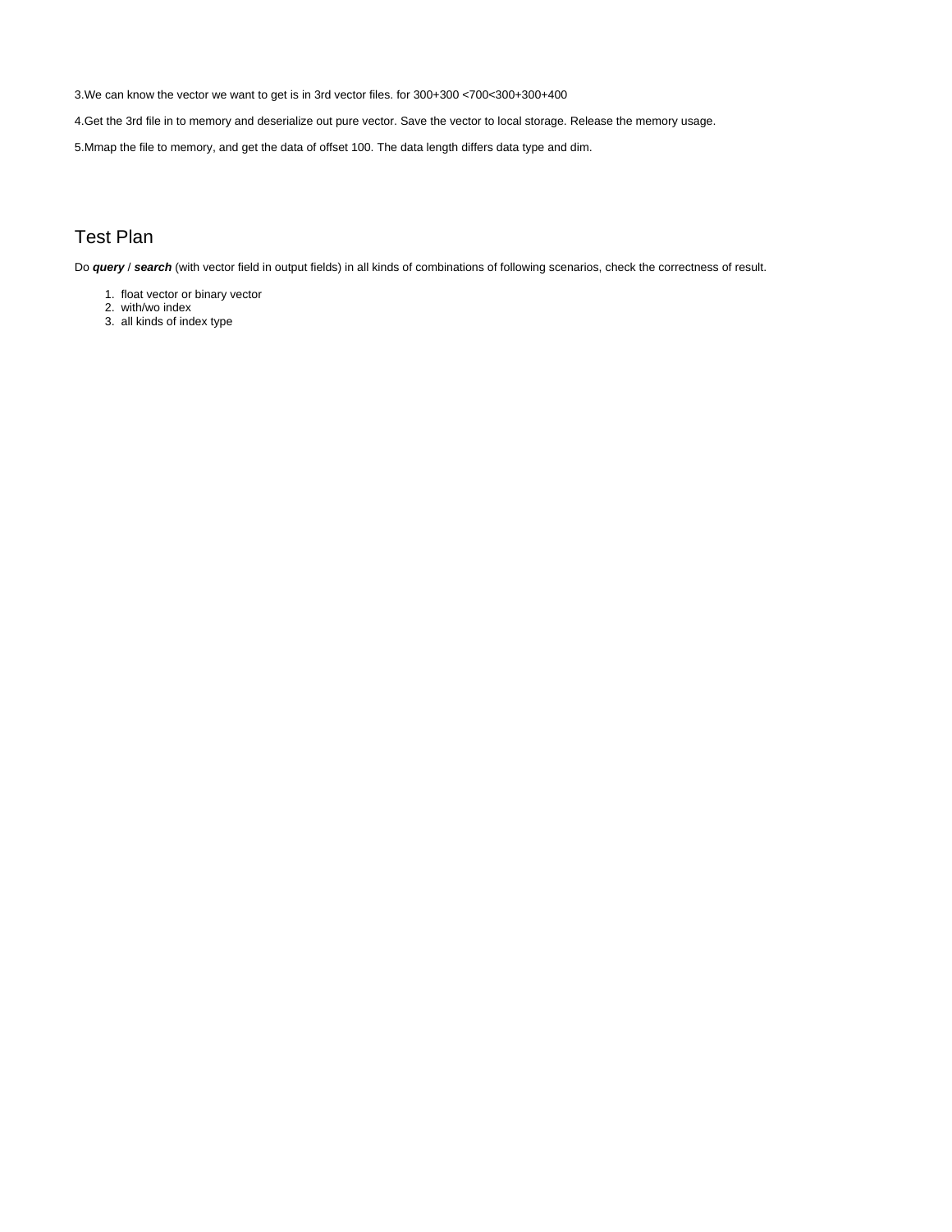3.We can know the vector we want to get is in 3rd vector files. for 300+300 <700<300+300+400

4.Get the 3rd file in to memory and deserialize out pure vector. Save the vector to local storage. Release the memory usage.

5.Mmap the file to memory, and get the data of offset 100. The data length differs data type and dim.

## Test Plan

Do ***query*** / ***search*** (with vector field in output fields) in all kinds of combinations of following scenarios, check the correctness of result.

1. float vector or binary vector
2. with/wo index
3. all kinds of index type